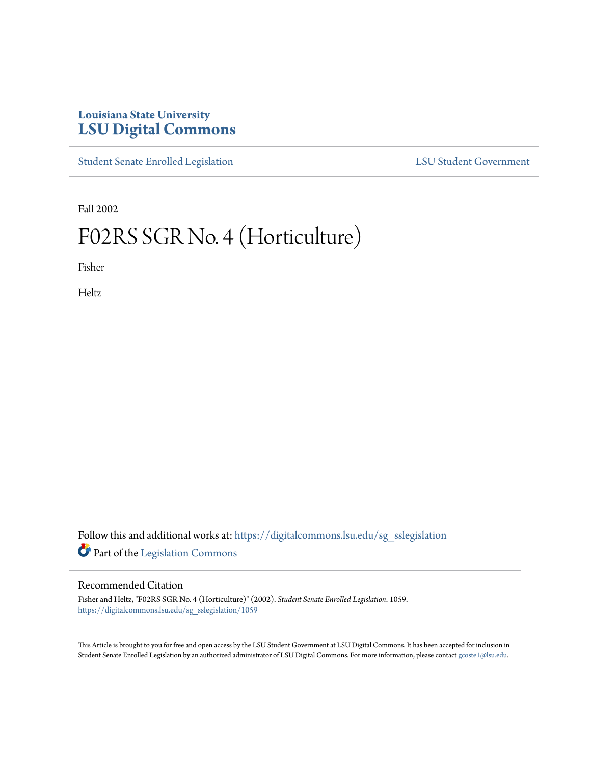Louisiana State University
**LSU Digital Commons**

Student Senate Enrolled Legislation | LSU Student Government

Fall 2002

# F02RS SGR No. 4 (Horticulture)

Fisher

Heltz

Follow this and additional works at: https://digitalcommons.lsu.edu/sg_sslegislation

Part of the Legislation Commons

## Recommended Citation

Fisher and Heltz, "F02RS SGR No. 4 (Horticulture)" (2002). *Student Senate Enrolled Legislation*. 1059.
https://digitalcommons.lsu.edu/sg_sslegislation/1059

This Article is brought to you for free and open access by the LSU Student Government at LSU Digital Commons. It has been accepted for inclusion in Student Senate Enrolled Legislation by an authorized administrator of LSU Digital Commons. For more information, please contact gcoste1@lsu.edu.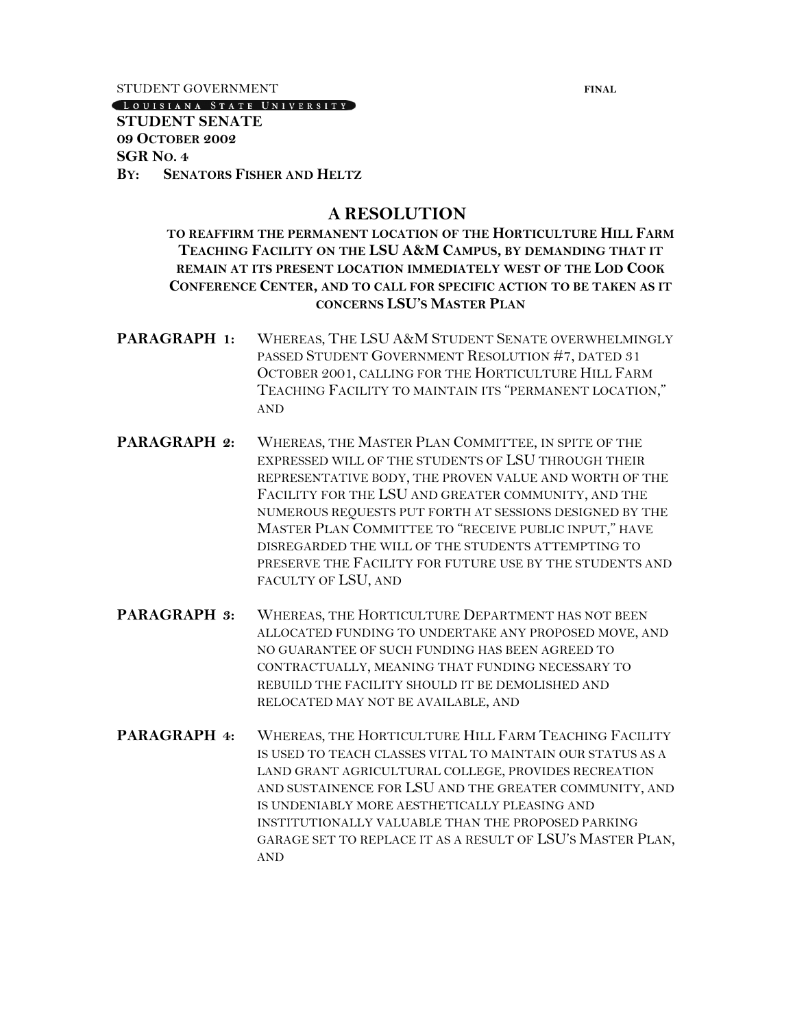STUDENT GOVERNMENT **FINAL**

LOUISIANA STATE UNIVERSITY

**STUDENT SENATE**
**09 OCTOBER 2002**
**SGR NO. 4**
**BY: SENATORS FISHER AND HELTZ**

## A RESOLUTION

**TO REAFFIRM THE PERMANENT LOCATION OF THE HORTICULTURE HILL FARM TEACHING FACILITY ON THE LSU A&M CAMPUS, BY DEMANDING THAT IT REMAIN AT ITS PRESENT LOCATION IMMEDIATELY WEST OF THE LOD COOK CONFERENCE CENTER, AND TO CALL FOR SPECIFIC ACTION TO BE TAKEN AS IT CONCERNS LSU'S MASTER PLAN**

**PARAGRAPH 1:** WHEREAS, THE LSU A&M STUDENT SENATE OVERWHELMINGLY PASSED STUDENT GOVERNMENT RESOLUTION #7, DATED 31 OCTOBER 2001, CALLING FOR THE HORTICULTURE HILL FARM TEACHING FACILITY TO MAINTAIN ITS "PERMANENT LOCATION," AND

**PARAGRAPH 2:** WHEREAS, THE MASTER PLAN COMMITTEE, IN SPITE OF THE EXPRESSED WILL OF THE STUDENTS OF LSU THROUGH THEIR REPRESENTATIVE BODY, THE PROVEN VALUE AND WORTH OF THE FACILITY FOR THE LSU AND GREATER COMMUNITY, AND THE NUMEROUS REQUESTS PUT FORTH AT SESSIONS DESIGNED BY THE MASTER PLAN COMMITTEE TO "RECEIVE PUBLIC INPUT," HAVE DISREGARDED THE WILL OF THE STUDENTS ATTEMPTING TO PRESERVE THE FACILITY FOR FUTURE USE BY THE STUDENTS AND FACULTY OF LSU, AND

**PARAGRAPH 3:** WHEREAS, THE HORTICULTURE DEPARTMENT HAS NOT BEEN ALLOCATED FUNDING TO UNDERTAKE ANY PROPOSED MOVE, AND NO GUARANTEE OF SUCH FUNDING HAS BEEN AGREED TO CONTRACTUALLY, MEANING THAT FUNDING NECESSARY TO REBUILD THE FACILITY SHOULD IT BE DEMOLISHED AND RELOCATED MAY NOT BE AVAILABLE, AND

**PARAGRAPH 4:** WHEREAS, THE HORTICULTURE HILL FARM TEACHING FACILITY IS USED TO TEACH CLASSES VITAL TO MAINTAIN OUR STATUS AS A LAND GRANT AGRICULTURAL COLLEGE, PROVIDES RECREATION AND SUSTAINENCE FOR LSU AND THE GREATER COMMUNITY, AND IS UNDENIABLY MORE AESTHETICALLY PLEASING AND INSTITUTIONALLY VALUABLE THAN THE PROPOSED PARKING GARAGE SET TO REPLACE IT AS A RESULT OF LSU'S MASTER PLAN, AND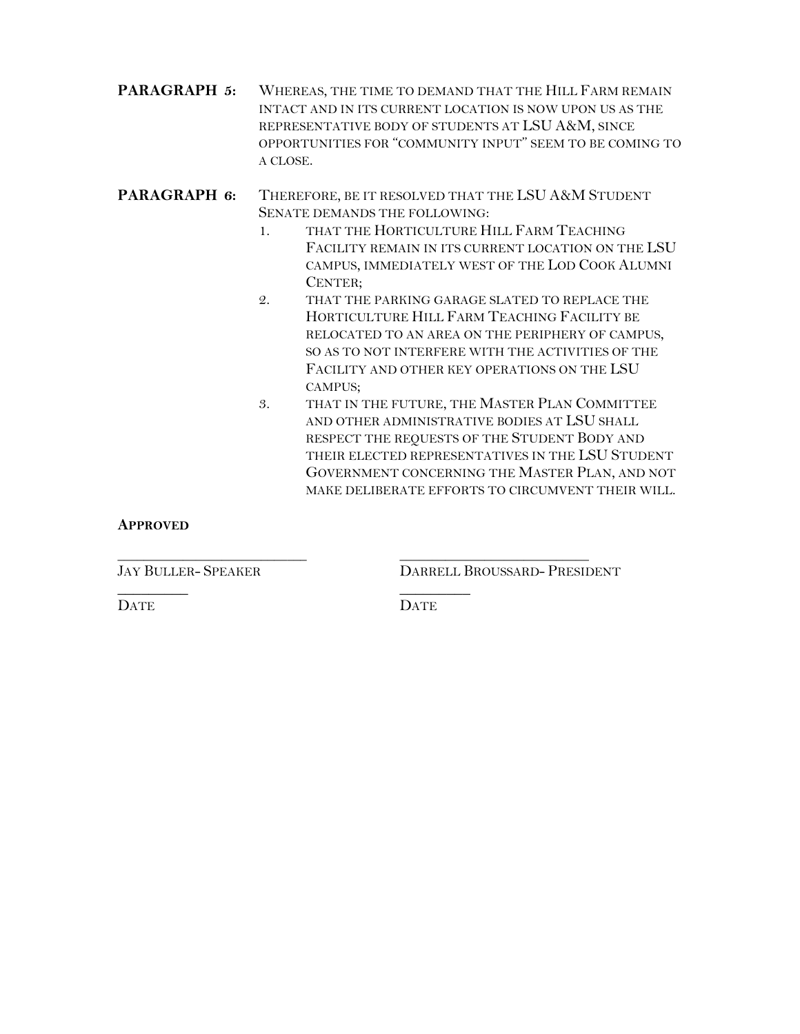**PARAGRAPH 5:** Whereas, the time to demand that the Hill Farm remain intact and in its current location is now upon us as the representative body of students at LSU A&M, since opportunities for "community input" seem to be coming to a close.

**PARAGRAPH 6:** Therefore, be it resolved that the LSU A&M Student Senate demands the following:

1. that the Horticulture Hill Farm Teaching Facility remain in its current location on the LSU campus, immediately west of the Lod Cook Alumni Center;
2. that the parking garage slated to replace the Horticulture Hill Farm Teaching Facility be relocated to an area on the periphery of campus, so as to not interfere with the activities of the Facility and other key operations on the LSU campus;
3. that in the future, the Master Plan Committee and other administrative bodies at LSU shall respect the requests of the Student Body and their elected representatives in the LSU Student Government concerning the Master Plan, and not make deliberate efforts to circumvent their will.

**Approved**

_________________________ _________________________

Jay Buller- Speaker Darrell Broussard- President

_________ _________

Date Date